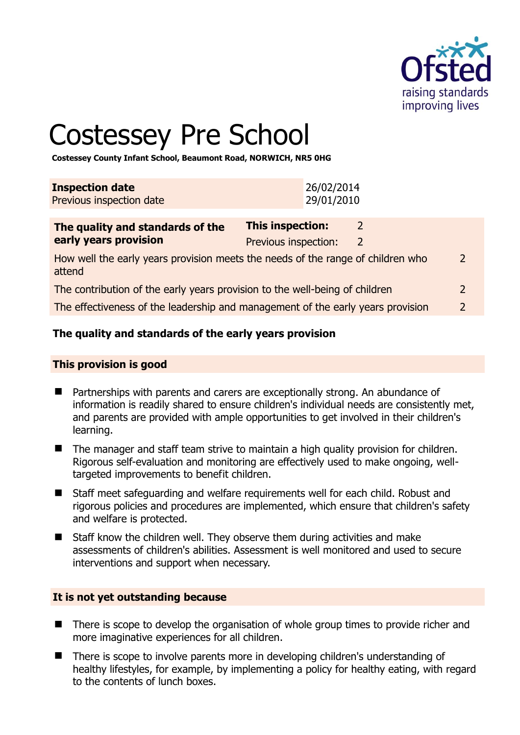# Costessey Pre School

**Costessey County Infant School, Beaumont Road, NORWICH, NR5 0HG**

| **Inspection date** | 26/02/2014 |
|---|---|
| Previous inspection date | 29/01/2010 |

| **The quality and standards of the early years provision** | **This inspection:** | 2 |
|---|---|---|
| | Previous inspection: | 2 |
| How well the early years provision meets the needs of the range of children who attend | | 2 |
| The contribution of the early years provision to the well-being of children | | 2 |
| The effectiveness of the leadership and management of the early years provision | | 2 |

## The quality and standards of the early years provision

### This provision is good

- Partnerships with parents and carers are exceptionally strong. An abundance of information is readily shared to ensure children's individual needs are consistently met, and parents are provided with ample opportunities to get involved in their children's learning.
- The manager and staff team strive to maintain a high quality provision for children. Rigorous self-evaluation and monitoring are effectively used to make ongoing, well-targeted improvements to benefit children.
- Staff meet safeguarding and welfare requirements well for each child. Robust and rigorous policies and procedures are implemented, which ensure that children's safety and welfare is protected.
- Staff know the children well. They observe them during activities and make assessments of children's abilities. Assessment is well monitored and used to secure interventions and support when necessary.

### It is not yet outstanding because

- There is scope to develop the organisation of whole group times to provide richer and more imaginative experiences for all children.
- There is scope to involve parents more in developing children's understanding of healthy lifestyles, for example, by implementing a policy for healthy eating, with regard to the contents of lunch boxes.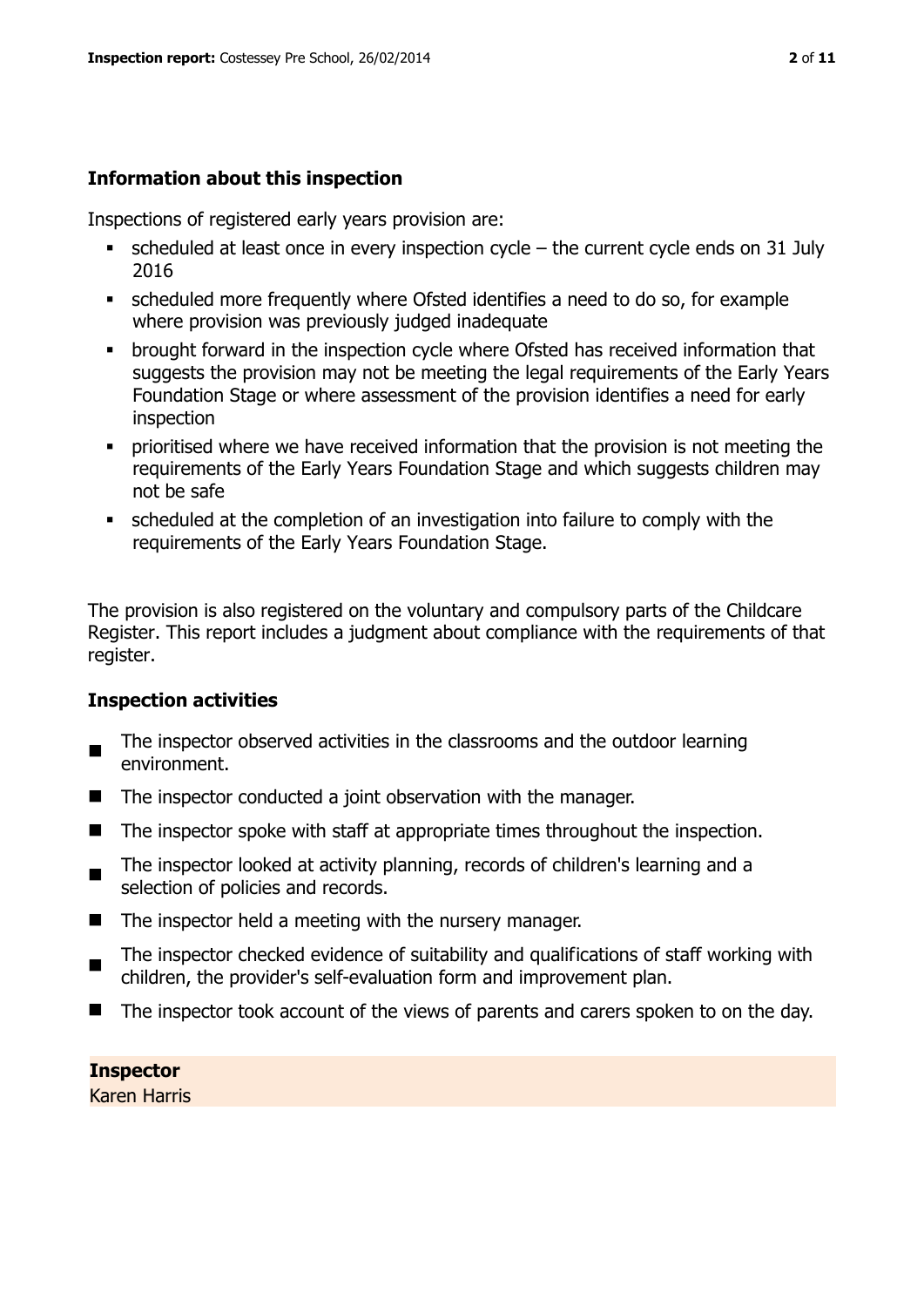## Information about this inspection

Inspections of registered early years provision are:

- scheduled at least once in every inspection cycle – the current cycle ends on 31 July 2016
- scheduled more frequently where Ofsted identifies a need to do so, for example where provision was previously judged inadequate
- brought forward in the inspection cycle where Ofsted has received information that suggests the provision may not be meeting the legal requirements of the Early Years Foundation Stage or where assessment of the provision identifies a need for early inspection
- prioritised where we have received information that the provision is not meeting the requirements of the Early Years Foundation Stage and which suggests children may not be safe
- scheduled at the completion of an investigation into failure to comply with the requirements of the Early Years Foundation Stage.

The provision is also registered on the voluntary and compulsory parts of the Childcare Register. This report includes a judgment about compliance with the requirements of that register.

## Inspection activities

- The inspector observed activities in the classrooms and the outdoor learning environment.
- The inspector conducted a joint observation with the manager.
- The inspector spoke with staff at appropriate times throughout the inspection.
- The inspector looked at activity planning, records of children's learning and a selection of policies and records.
- The inspector held a meeting with the nursery manager.
- The inspector checked evidence of suitability and qualifications of staff working with children, the provider's self-evaluation form and improvement plan.
- The inspector took account of the views of parents and carers spoken to on the day.

**Inspector**
Karen Harris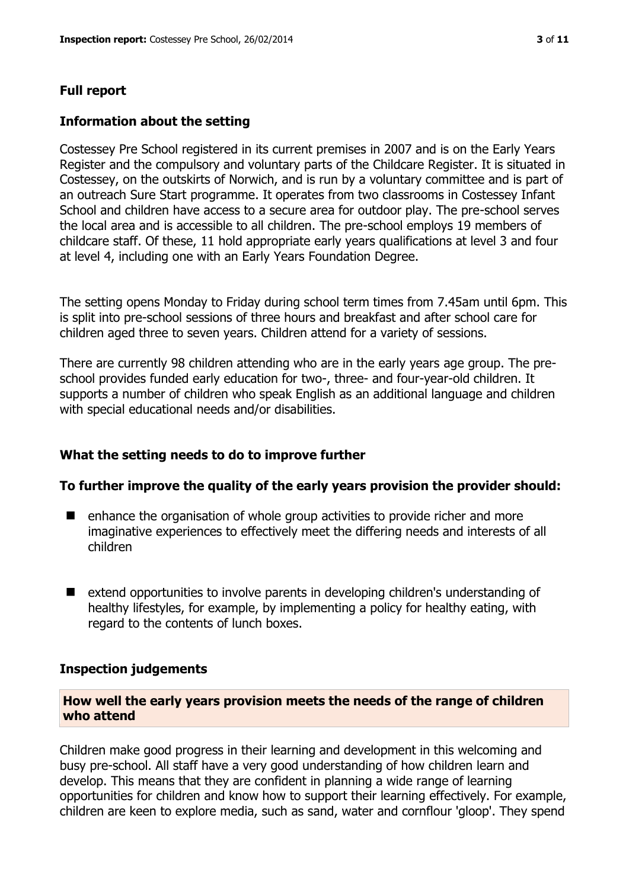## Full report

### Information about the setting

Costessey Pre School registered in its current premises in 2007 and is on the Early Years Register and the compulsory and voluntary parts of the Childcare Register. It is situated in Costessey, on the outskirts of Norwich, and is run by a voluntary committee and is part of an outreach Sure Start programme. It operates from two classrooms in Costessey Infant School and children have access to a secure area for outdoor play. The pre-school serves the local area and is accessible to all children. The pre-school employs 19 members of childcare staff. Of these, 11 hold appropriate early years qualifications at level 3 and four at level 4, including one with an Early Years Foundation Degree.

The setting opens Monday to Friday during school term times from 7.45am until 6pm. This is split into pre-school sessions of three hours and breakfast and after school care for children aged three to seven years. Children attend for a variety of sessions.

There are currently 98 children attending who are in the early years age group. The pre-school provides funded early education for two-, three- and four-year-old children. It supports a number of children who speak English as an additional language and children with special educational needs and/or disabilities.

### What the setting needs to do to improve further

#### To further improve the quality of the early years provision the provider should:

- enhance the organisation of whole group activities to provide richer and more imaginative experiences to effectively meet the differing needs and interests of all children
- extend opportunities to involve parents in developing children's understanding of healthy lifestyles, for example, by implementing a policy for healthy eating, with regard to the contents of lunch boxes.

### Inspection judgements

#### How well the early years provision meets the needs of the range of children who attend

Children make good progress in their learning and development in this welcoming and busy pre-school. All staff have a very good understanding of how children learn and develop. This means that they are confident in planning a wide range of learning opportunities for children and know how to support their learning effectively. For example, children are keen to explore media, such as sand, water and cornflour 'gloop'. They spend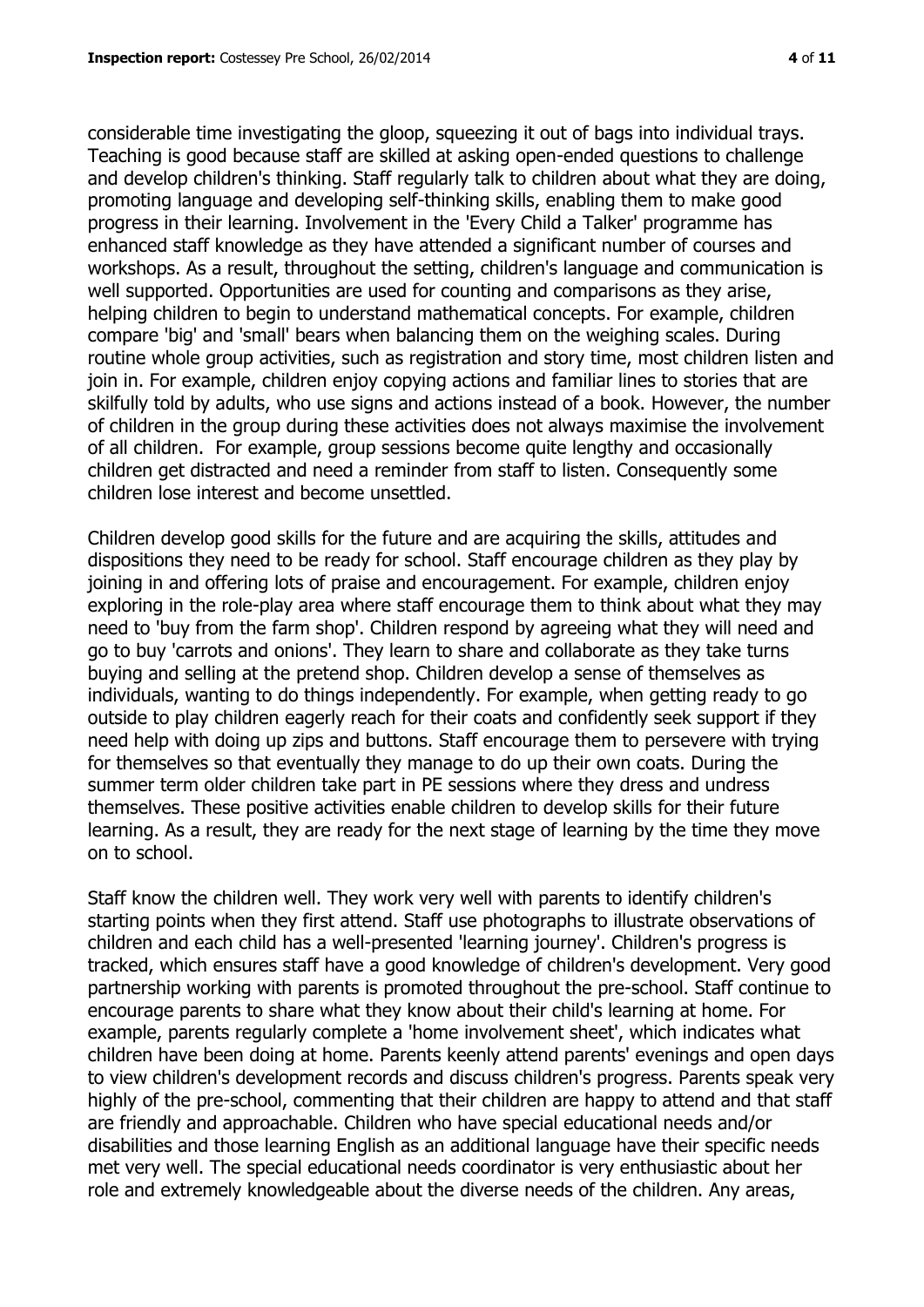considerable time investigating the gloop, squeezing it out of bags into individual trays. Teaching is good because staff are skilled at asking open-ended questions to challenge and develop children's thinking. Staff regularly talk to children about what they are doing, promoting language and developing self-thinking skills, enabling them to make good progress in their learning. Involvement in the 'Every Child a Talker' programme has enhanced staff knowledge as they have attended a significant number of courses and workshops. As a result, throughout the setting, children's language and communication is well supported. Opportunities are used for counting and comparisons as they arise, helping children to begin to understand mathematical concepts. For example, children compare 'big' and 'small' bears when balancing them on the weighing scales. During routine whole group activities, such as registration and story time, most children listen and join in. For example, children enjoy copying actions and familiar lines to stories that are skilfully told by adults, who use signs and actions instead of a book. However, the number of children in the group during these activities does not always maximise the involvement of all children. For example, group sessions become quite lengthy and occasionally children get distracted and need a reminder from staff to listen. Consequently some children lose interest and become unsettled.

Children develop good skills for the future and are acquiring the skills, attitudes and dispositions they need to be ready for school. Staff encourage children as they play by joining in and offering lots of praise and encouragement. For example, children enjoy exploring in the role-play area where staff encourage them to think about what they may need to 'buy from the farm shop'. Children respond by agreeing what they will need and go to buy 'carrots and onions'. They learn to share and collaborate as they take turns buying and selling at the pretend shop. Children develop a sense of themselves as individuals, wanting to do things independently. For example, when getting ready to go outside to play children eagerly reach for their coats and confidently seek support if they need help with doing up zips and buttons. Staff encourage them to persevere with trying for themselves so that eventually they manage to do up their own coats. During the summer term older children take part in PE sessions where they dress and undress themselves. These positive activities enable children to develop skills for their future learning. As a result, they are ready for the next stage of learning by the time they move on to school.

Staff know the children well. They work very well with parents to identify children's starting points when they first attend. Staff use photographs to illustrate observations of children and each child has a well-presented 'learning journey'. Children's progress is tracked, which ensures staff have a good knowledge of children's development. Very good partnership working with parents is promoted throughout the pre-school. Staff continue to encourage parents to share what they know about their child's learning at home. For example, parents regularly complete a 'home involvement sheet', which indicates what children have been doing at home. Parents keenly attend parents' evenings and open days to view children's development records and discuss children's progress. Parents speak very highly of the pre-school, commenting that their children are happy to attend and that staff are friendly and approachable. Children who have special educational needs and/or disabilities and those learning English as an additional language have their specific needs met very well. The special educational needs coordinator is very enthusiastic about her role and extremely knowledgeable about the diverse needs of the children. Any areas,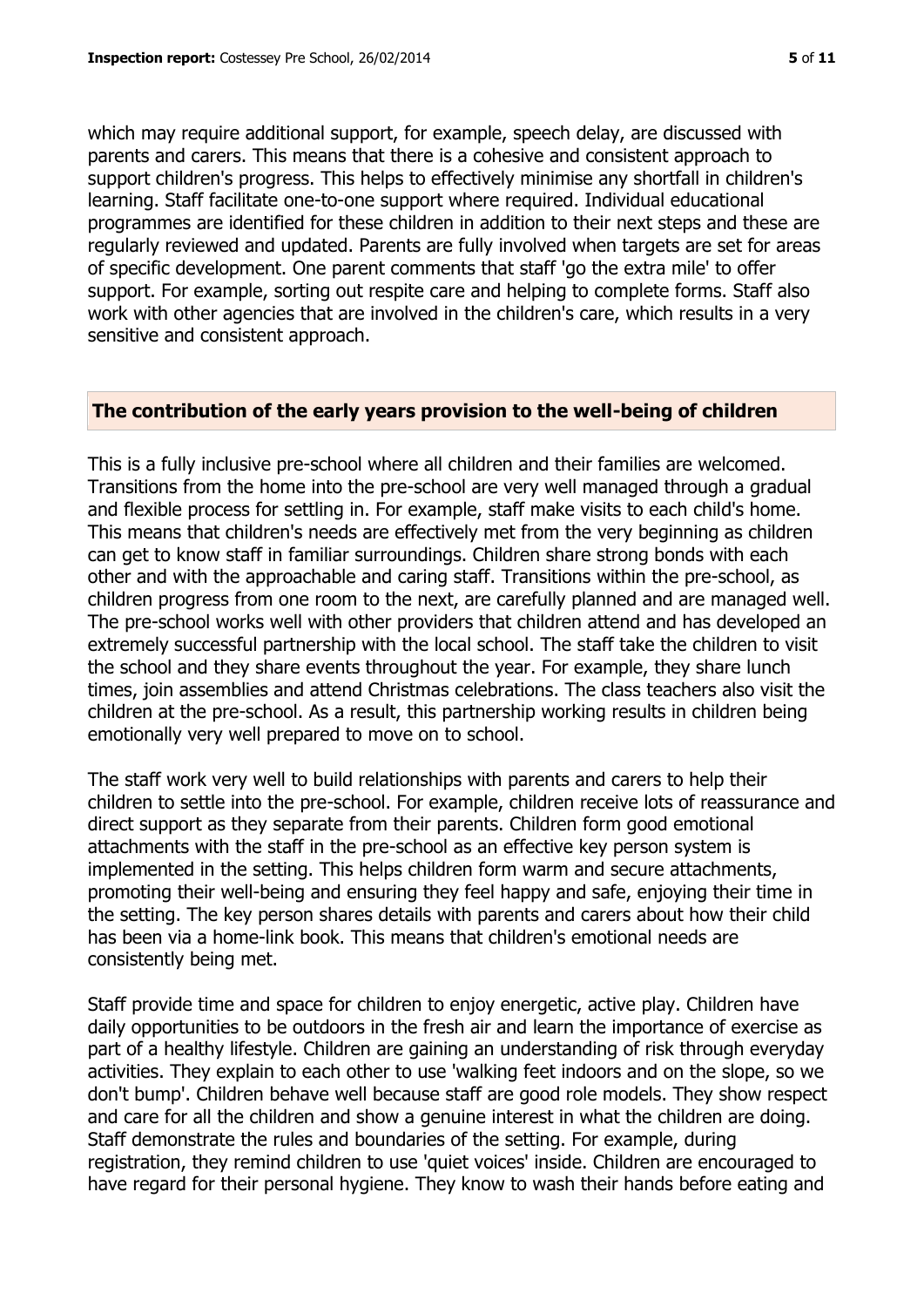which may require additional support, for example, speech delay, are discussed with parents and carers. This means that there is a cohesive and consistent approach to support children's progress. This helps to effectively minimise any shortfall in children's learning. Staff facilitate one-to-one support where required. Individual educational programmes are identified for these children in addition to their next steps and these are regularly reviewed and updated. Parents are fully involved when targets are set for areas of specific development. One parent comments that staff 'go the extra mile' to offer support. For example, sorting out respite care and helping to complete forms. Staff also work with other agencies that are involved in the children's care, which results in a very sensitive and consistent approach.

## The contribution of the early years provision to the well-being of children

This is a fully inclusive pre-school where all children and their families are welcomed. Transitions from the home into the pre-school are very well managed through a gradual and flexible process for settling in. For example, staff make visits to each child's home. This means that children's needs are effectively met from the very beginning as children can get to know staff in familiar surroundings. Children share strong bonds with each other and with the approachable and caring staff. Transitions within the pre-school, as children progress from one room to the next, are carefully planned and are managed well. The pre-school works well with other providers that children attend and has developed an extremely successful partnership with the local school. The staff take the children to visit the school and they share events throughout the year. For example, they share lunch times, join assemblies and attend Christmas celebrations. The class teachers also visit the children at the pre-school. As a result, this partnership working results in children being emotionally very well prepared to move on to school.

The staff work very well to build relationships with parents and carers to help their children to settle into the pre-school. For example, children receive lots of reassurance and direct support as they separate from their parents. Children form good emotional attachments with the staff in the pre-school as an effective key person system is implemented in the setting. This helps children form warm and secure attachments, promoting their well-being and ensuring they feel happy and safe, enjoying their time in the setting. The key person shares details with parents and carers about how their child has been via a home-link book. This means that children's emotional needs are consistently being met.

Staff provide time and space for children to enjoy energetic, active play. Children have daily opportunities to be outdoors in the fresh air and learn the importance of exercise as part of a healthy lifestyle. Children are gaining an understanding of risk through everyday activities. They explain to each other to use 'walking feet indoors and on the slope, so we don't bump'. Children behave well because staff are good role models. They show respect and care for all the children and show a genuine interest in what the children are doing. Staff demonstrate the rules and boundaries of the setting. For example, during registration, they remind children to use 'quiet voices' inside. Children are encouraged to have regard for their personal hygiene. They know to wash their hands before eating and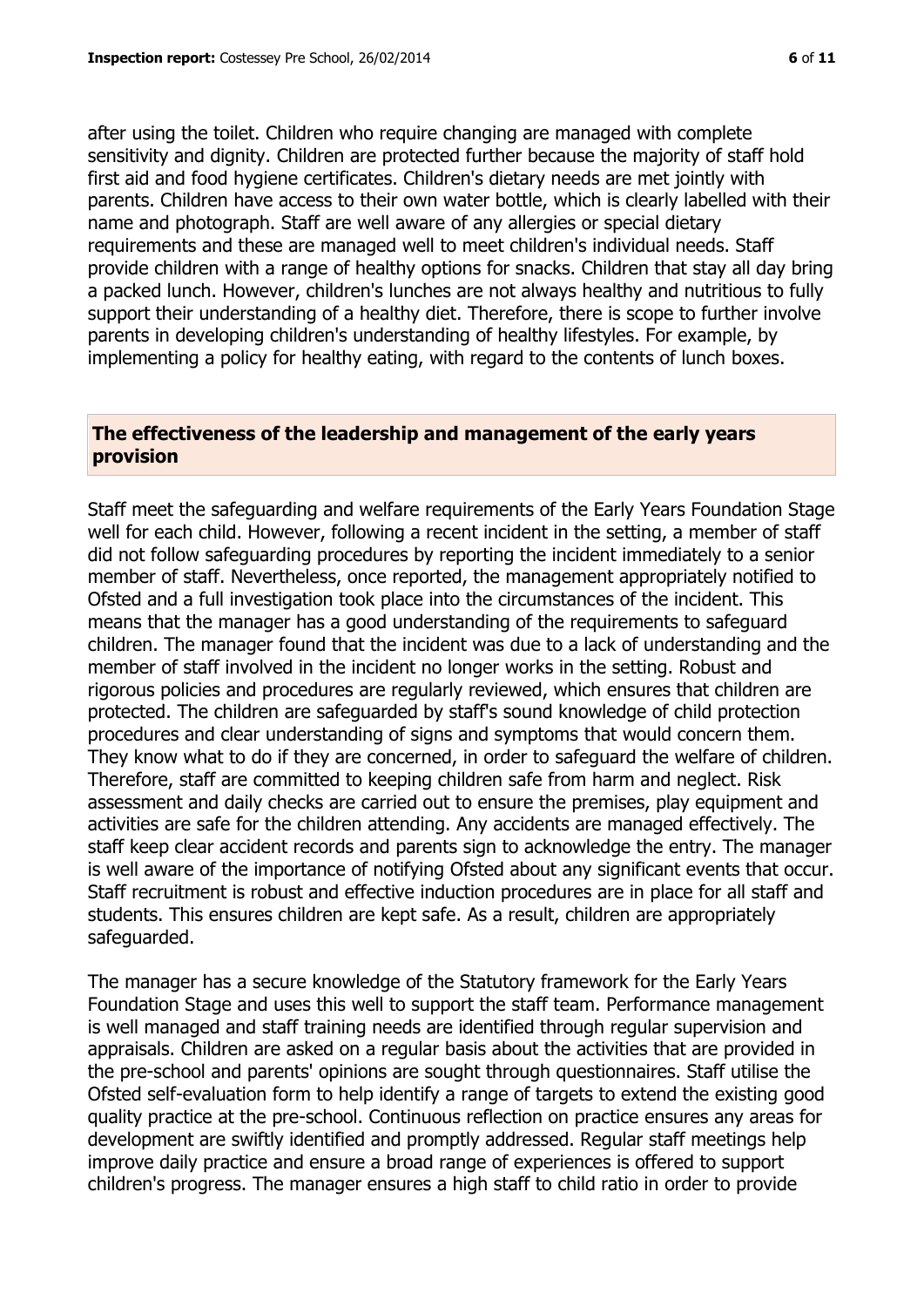after using the toilet. Children who require changing are managed with complete sensitivity and dignity. Children are protected further because the majority of staff hold first aid and food hygiene certificates. Children's dietary needs are met jointly with parents. Children have access to their own water bottle, which is clearly labelled with their name and photograph. Staff are well aware of any allergies or special dietary requirements and these are managed well to meet children's individual needs. Staff provide children with a range of healthy options for snacks. Children that stay all day bring a packed lunch. However, children's lunches are not always healthy and nutritious to fully support their understanding of a healthy diet. Therefore, there is scope to further involve parents in developing children's understanding of healthy lifestyles. For example, by implementing a policy for healthy eating, with regard to the contents of lunch boxes.

## The effectiveness of the leadership and management of the early years provision

Staff meet the safeguarding and welfare requirements of the Early Years Foundation Stage well for each child. However, following a recent incident in the setting, a member of staff did not follow safeguarding procedures by reporting the incident immediately to a senior member of staff. Nevertheless, once reported, the management appropriately notified to Ofsted and a full investigation took place into the circumstances of the incident. This means that the manager has a good understanding of the requirements to safeguard children. The manager found that the incident was due to a lack of understanding and the member of staff involved in the incident no longer works in the setting. Robust and rigorous policies and procedures are regularly reviewed, which ensures that children are protected. The children are safeguarded by staff's sound knowledge of child protection procedures and clear understanding of signs and symptoms that would concern them. They know what to do if they are concerned, in order to safeguard the welfare of children. Therefore, staff are committed to keeping children safe from harm and neglect. Risk assessment and daily checks are carried out to ensure the premises, play equipment and activities are safe for the children attending. Any accidents are managed effectively. The staff keep clear accident records and parents sign to acknowledge the entry. The manager is well aware of the importance of notifying Ofsted about any significant events that occur. Staff recruitment is robust and effective induction procedures are in place for all staff and students. This ensures children are kept safe. As a result, children are appropriately safeguarded.

The manager has a secure knowledge of the Statutory framework for the Early Years Foundation Stage and uses this well to support the staff team. Performance management is well managed and staff training needs are identified through regular supervision and appraisals. Children are asked on a regular basis about the activities that are provided in the pre-school and parents' opinions are sought through questionnaires. Staff utilise the Ofsted self-evaluation form to help identify a range of targets to extend the existing good quality practice at the pre-school. Continuous reflection on practice ensures any areas for development are swiftly identified and promptly addressed. Regular staff meetings help improve daily practice and ensure a broad range of experiences is offered to support children's progress. The manager ensures a high staff to child ratio in order to provide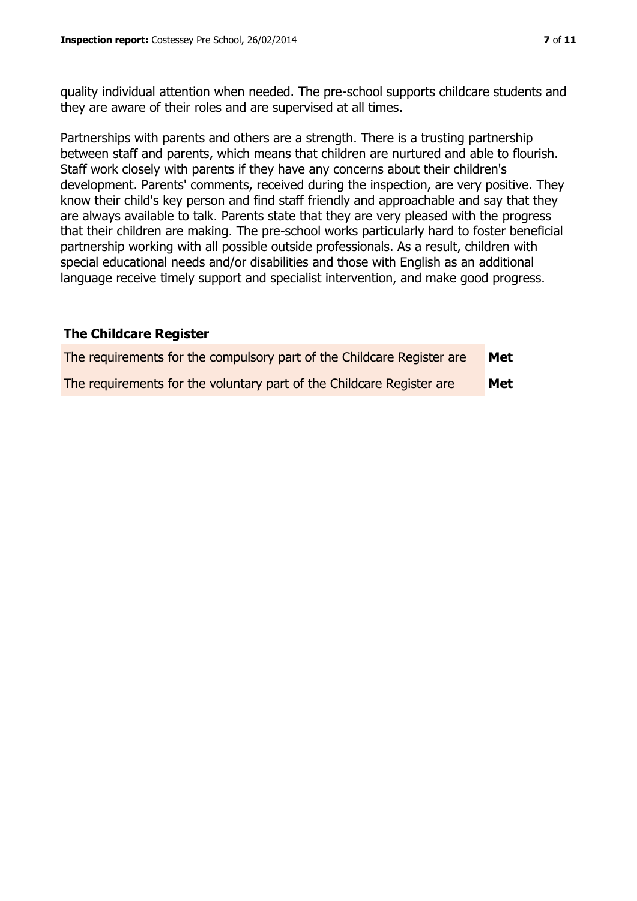quality individual attention when needed. The pre-school supports childcare students and they are aware of their roles and are supervised at all times.

Partnerships with parents and others are a strength. There is a trusting partnership between staff and parents, which means that children are nurtured and able to flourish. Staff work closely with parents if they have any concerns about their children's development. Parents' comments, received during the inspection, are very positive. They know their child's key person and find staff friendly and approachable and say that they are always available to talk. Parents state that they are very pleased with the progress that their children are making. The pre-school works particularly hard to foster beneficial partnership working with all possible outside professionals. As a result, children with special educational needs and/or disabilities and those with English as an additional language receive timely support and specialist intervention, and make good progress.

## The Childcare Register

| | |
|---|---|
| The requirements for the compulsory part of the Childcare Register are | **Met** |
| The requirements for the voluntary part of the Childcare Register are | **Met** |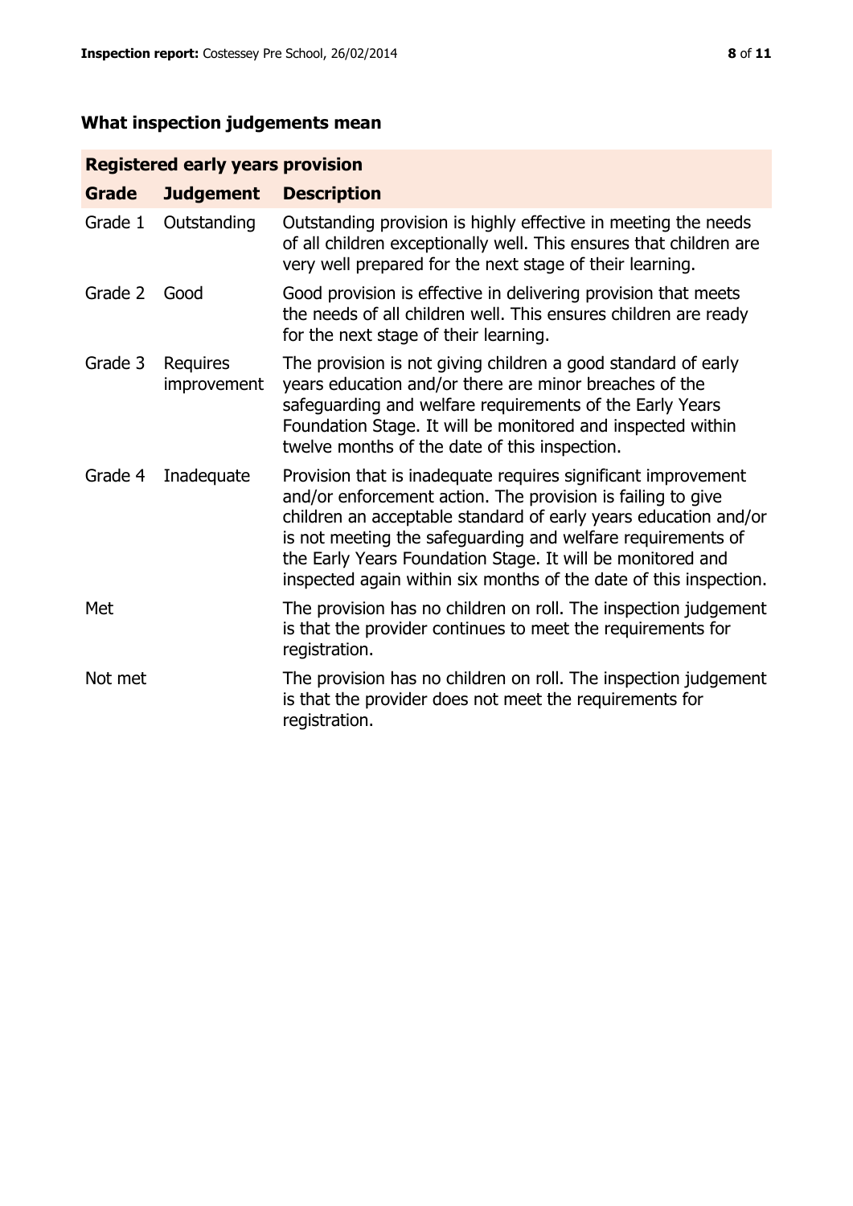## What inspection judgements mean

| Registered early years provision | | |
|---|---|---|
| **Grade** | **Judgement** | **Description** |
| Grade 1 | Outstanding | Outstanding provision is highly effective in meeting the needs of all children exceptionally well. This ensures that children are very well prepared for the next stage of their learning. |
| Grade 2 | Good | Good provision is effective in delivering provision that meets the needs of all children well. This ensures children are ready for the next stage of their learning. |
| Grade 3 | Requires improvement | The provision is not giving children a good standard of early years education and/or there are minor breaches of the safeguarding and welfare requirements of the Early Years Foundation Stage. It will be monitored and inspected within twelve months of the date of this inspection. |
| Grade 4 | Inadequate | Provision that is inadequate requires significant improvement and/or enforcement action. The provision is failing to give children an acceptable standard of early years education and/or is not meeting the safeguarding and welfare requirements of the Early Years Foundation Stage. It will be monitored and inspected again within six months of the date of this inspection. |
| Met | | The provision has no children on roll. The inspection judgement is that the provider continues to meet the requirements for registration. |
| Not met | | The provision has no children on roll. The inspection judgement is that the provider does not meet the requirements for registration. |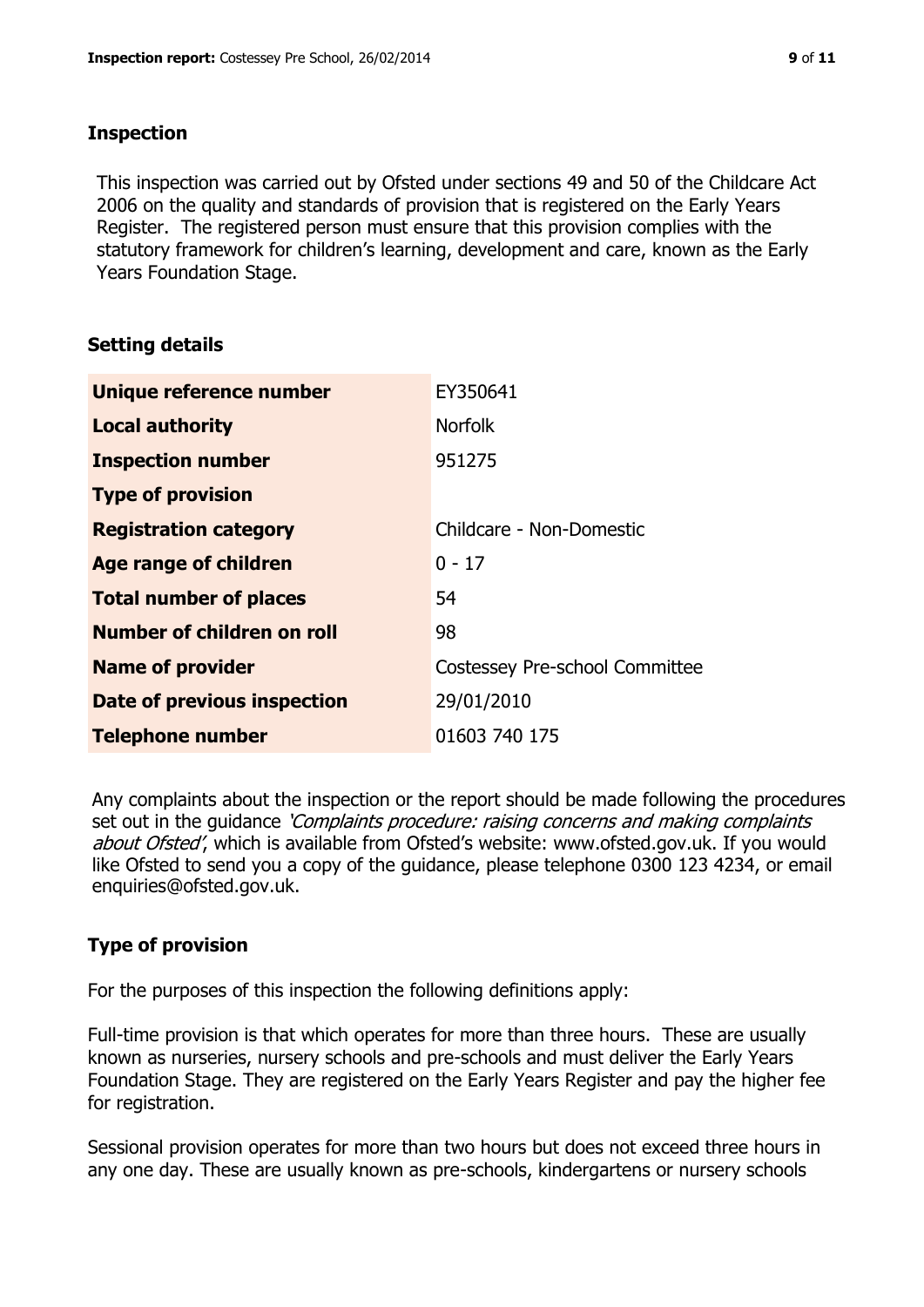## Inspection

This inspection was carried out by Ofsted under sections 49 and 50 of the Childcare Act 2006 on the quality and standards of provision that is registered on the Early Years Register. The registered person must ensure that this provision complies with the statutory framework for children's learning, development and care, known as the Early Years Foundation Stage.

## Setting details

| | |
|---|---|
| **Unique reference number** | EY350641 |
| **Local authority** | Norfolk |
| **Inspection number** | 951275 |
| **Type of provision** | |
| **Registration category** | Childcare - Non-Domestic |
| **Age range of children** | 0 - 17 |
| **Total number of places** | 54 |
| **Number of children on roll** | 98 |
| **Name of provider** | Costessey Pre-school Committee |
| **Date of previous inspection** | 29/01/2010 |
| **Telephone number** | 01603 740 175 |

Any complaints about the inspection or the report should be made following the procedures set out in the guidance *'Complaints procedure: raising concerns and making complaints about Ofsted'*, which is available from Ofsted's website: www.ofsted.gov.uk. If you would like Ofsted to send you a copy of the guidance, please telephone 0300 123 4234, or email enquiries@ofsted.gov.uk.

## Type of provision

For the purposes of this inspection the following definitions apply:

Full-time provision is that which operates for more than three hours. These are usually known as nurseries, nursery schools and pre-schools and must deliver the Early Years Foundation Stage. They are registered on the Early Years Register and pay the higher fee for registration.

Sessional provision operates for more than two hours but does not exceed three hours in any one day. These are usually known as pre-schools, kindergartens or nursery schools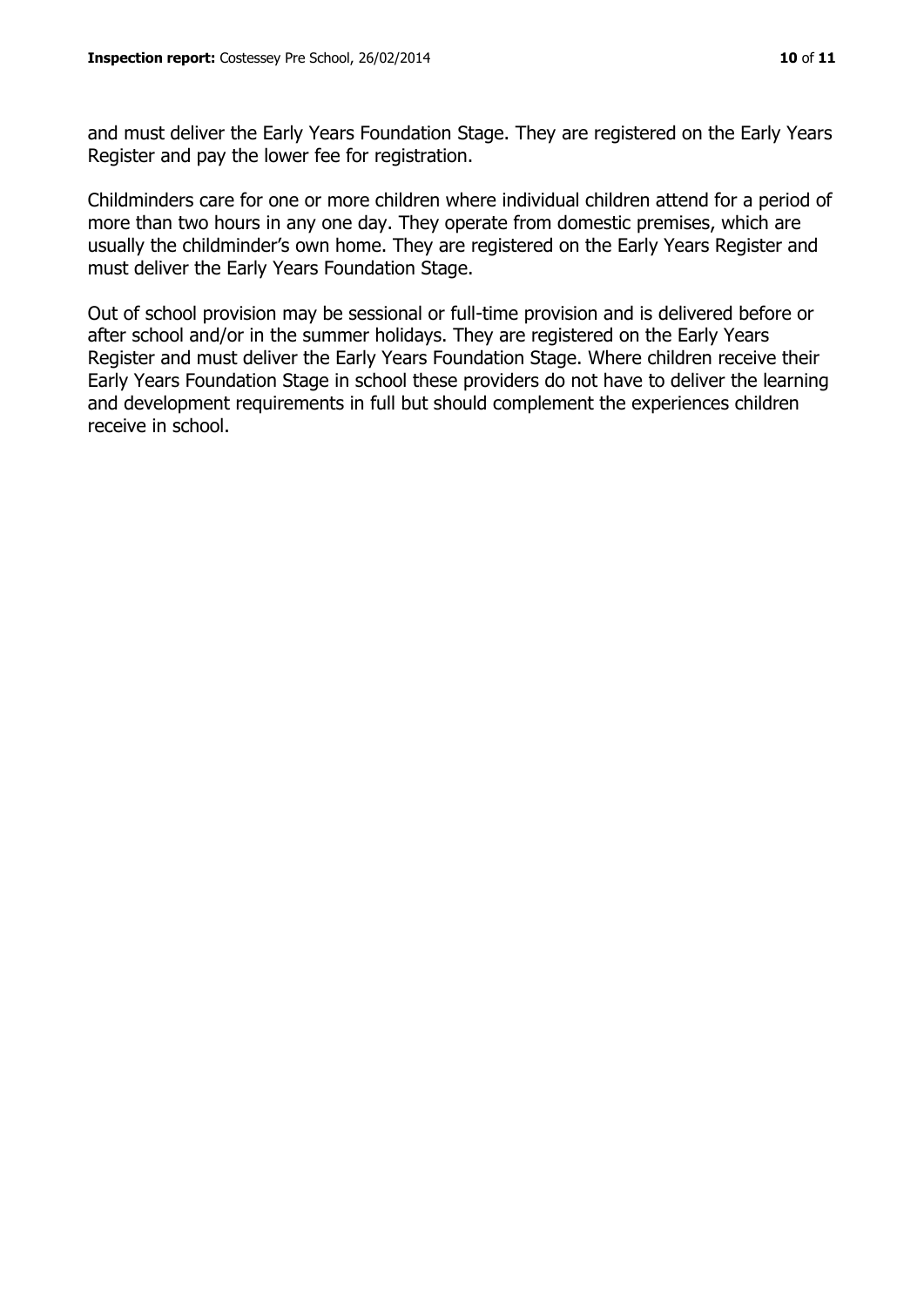and must deliver the Early Years Foundation Stage. They are registered on the Early Years Register and pay the lower fee for registration.

Childminders care for one or more children where individual children attend for a period of more than two hours in any one day. They operate from domestic premises, which are usually the childminder's own home. They are registered on the Early Years Register and must deliver the Early Years Foundation Stage.

Out of school provision may be sessional or full-time provision and is delivered before or after school and/or in the summer holidays. They are registered on the Early Years Register and must deliver the Early Years Foundation Stage. Where children receive their Early Years Foundation Stage in school these providers do not have to deliver the learning and development requirements in full but should complement the experiences children receive in school.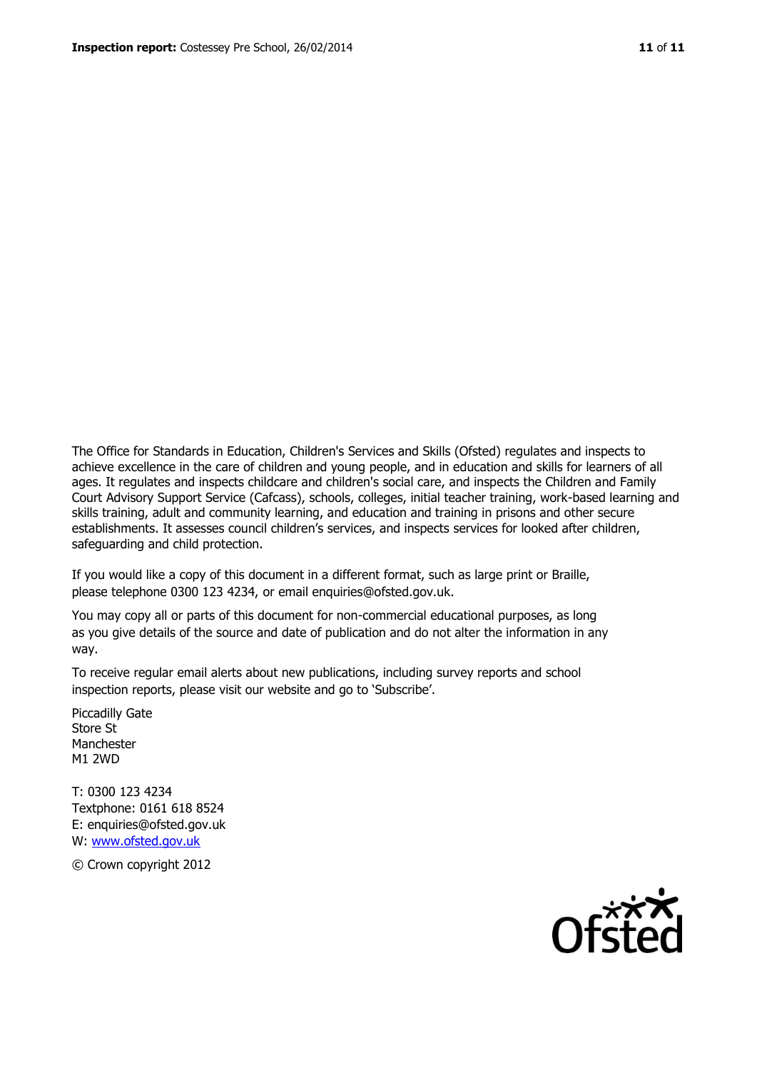The Office for Standards in Education, Children's Services and Skills (Ofsted) regulates and inspects to achieve excellence in the care of children and young people, and in education and skills for learners of all ages. It regulates and inspects childcare and children's social care, and inspects the Children and Family Court Advisory Support Service (Cafcass), schools, colleges, initial teacher training, work-based learning and skills training, adult and community learning, and education and training in prisons and other secure establishments. It assesses council children's services, and inspects services for looked after children, safeguarding and child protection.

If you would like a copy of this document in a different format, such as large print or Braille, please telephone 0300 123 4234, or email enquiries@ofsted.gov.uk.

You may copy all or parts of this document for non-commercial educational purposes, as long as you give details of the source and date of publication and do not alter the information in any way.

To receive regular email alerts about new publications, including survey reports and school inspection reports, please visit our website and go to 'Subscribe'.

Piccadilly Gate
Store St
Manchester
M1 2WD

T: 0300 123 4234
Textphone: 0161 618 8524
E: enquiries@ofsted.gov.uk
W: www.ofsted.gov.uk

© Crown copyright 2012